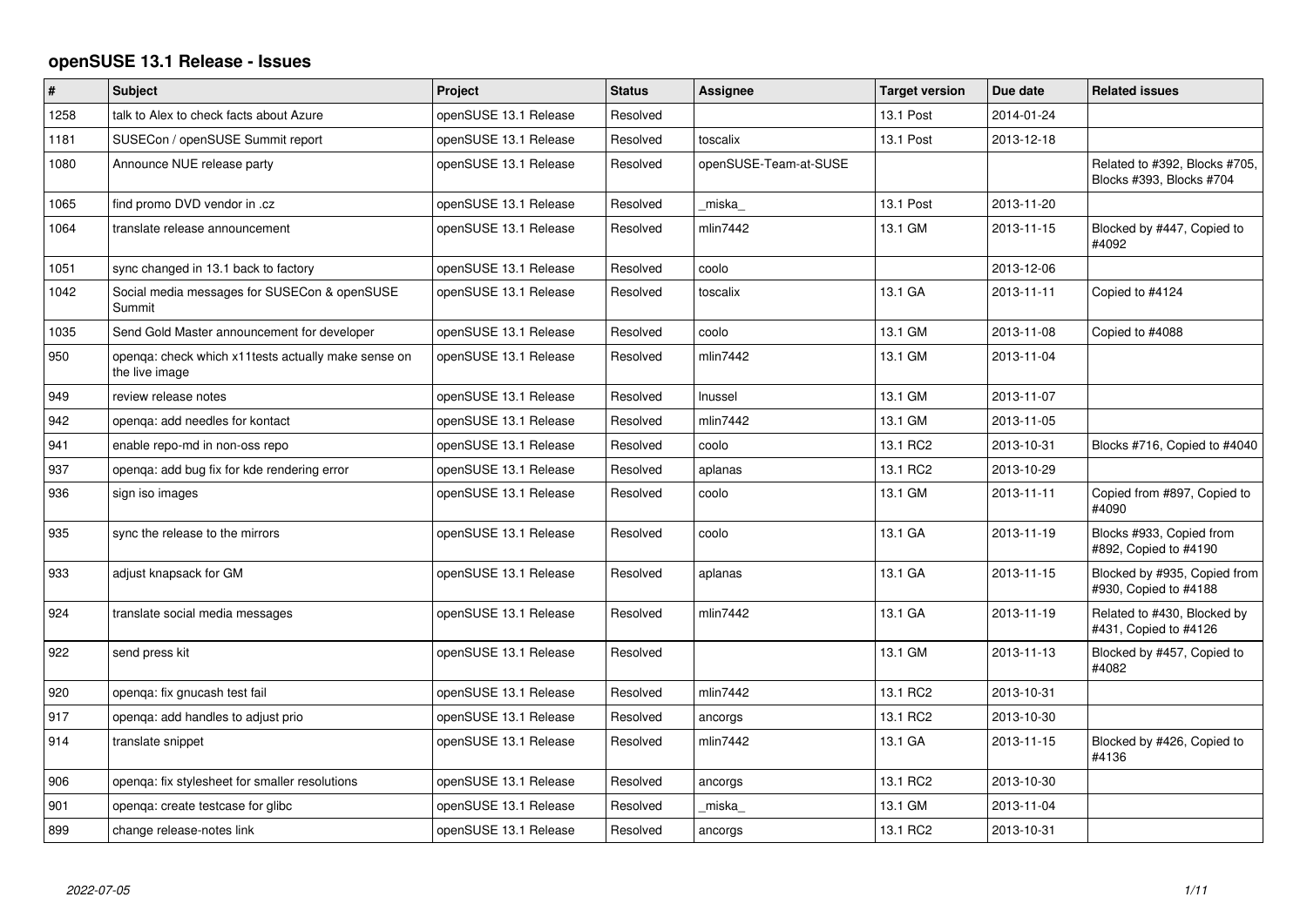# openSUSE 13.1 Release - Issues

| # | Subject | Project | Status | Assignee | Target version | Due date | Related issues |
|---|---|---|---|---|---|---|---|
| 1258 | talk to Alex to check facts about Azure | openSUSE 13.1 Release | Resolved | | 13.1 Post | 2014-01-24 | |
| 1181 | SUSECon / openSUSE Summit report | openSUSE 13.1 Release | Resolved | toscalix | 13.1 Post | 2013-12-18 | |
| 1080 | Announce NUE release party | openSUSE 13.1 Release | Resolved | openSUSE-Team-at-SUSE | | | Related to #392, Blocks #705, Blocks #393, Blocks #704 |
| 1065 | find promo DVD vendor in .cz | openSUSE 13.1 Release | Resolved | _miska_ | 13.1 Post | 2013-11-20 | |
| 1064 | translate release announcement | openSUSE 13.1 Release | Resolved | mlin7442 | 13.1 GM | 2013-11-15 | Blocked by #447, Copied to #4092 |
| 1051 | sync changed in 13.1 back to factory | openSUSE 13.1 Release | Resolved | coolo | | 2013-12-06 | |
| 1042 | Social media messages for SUSECon & openSUSE Summit | openSUSE 13.1 Release | Resolved | toscalix | 13.1 GA | 2013-11-11 | Copied to #4124 |
| 1035 | Send Gold Master announcement for developer | openSUSE 13.1 Release | Resolved | coolo | 13.1 GM | 2013-11-08 | Copied to #4088 |
| 950 | openqa: check which x11tests actually make sense on the live image | openSUSE 13.1 Release | Resolved | mlin7442 | 13.1 GM | 2013-11-04 | |
| 949 | review release notes | openSUSE 13.1 Release | Resolved | lnussel | 13.1 GM | 2013-11-07 | |
| 942 | openqa: add needles for kontact | openSUSE 13.1 Release | Resolved | mlin7442 | 13.1 GM | 2013-11-05 | |
| 941 | enable repo-md in non-oss repo | openSUSE 13.1 Release | Resolved | coolo | 13.1 RC2 | 2013-10-31 | Blocks #716, Copied to #4040 |
| 937 | openqa: add bug fix for kde rendering error | openSUSE 13.1 Release | Resolved | aplanas | 13.1 RC2 | 2013-10-29 | |
| 936 | sign iso images | openSUSE 13.1 Release | Resolved | coolo | 13.1 GM | 2013-11-11 | Copied from #897, Copied to #4090 |
| 935 | sync the release to the mirrors | openSUSE 13.1 Release | Resolved | coolo | 13.1 GA | 2013-11-19 | Blocks #933, Copied from #892, Copied to #4190 |
| 933 | adjust knapsack for GM | openSUSE 13.1 Release | Resolved | aplanas | 13.1 GA | 2013-11-15 | Blocked by #935, Copied from #930, Copied to #4188 |
| 924 | translate social media messages | openSUSE 13.1 Release | Resolved | mlin7442 | 13.1 GA | 2013-11-19 | Related to #430, Blocked by #431, Copied to #4126 |
| 922 | send press kit | openSUSE 13.1 Release | Resolved | | 13.1 GM | 2013-11-13 | Blocked by #457, Copied to #4082 |
| 920 | openqa: fix gnucash test fail | openSUSE 13.1 Release | Resolved | mlin7442 | 13.1 RC2 | 2013-10-31 | |
| 917 | openqa: add handles to adjust prio | openSUSE 13.1 Release | Resolved | ancorgs | 13.1 RC2 | 2013-10-30 | |
| 914 | translate snippet | openSUSE 13.1 Release | Resolved | mlin7442 | 13.1 GA | 2013-11-15 | Blocked by #426, Copied to #4136 |
| 906 | openqa: fix stylesheet for smaller resolutions | openSUSE 13.1 Release | Resolved | ancorgs | 13.1 RC2 | 2013-10-30 | |
| 901 | openqa: create testcase for glibc | openSUSE 13.1 Release | Resolved | _miska_ | 13.1 GM | 2013-11-04 | |
| 899 | change release-notes link | openSUSE 13.1 Release | Resolved | ancorgs | 13.1 RC2 | 2013-10-31 | |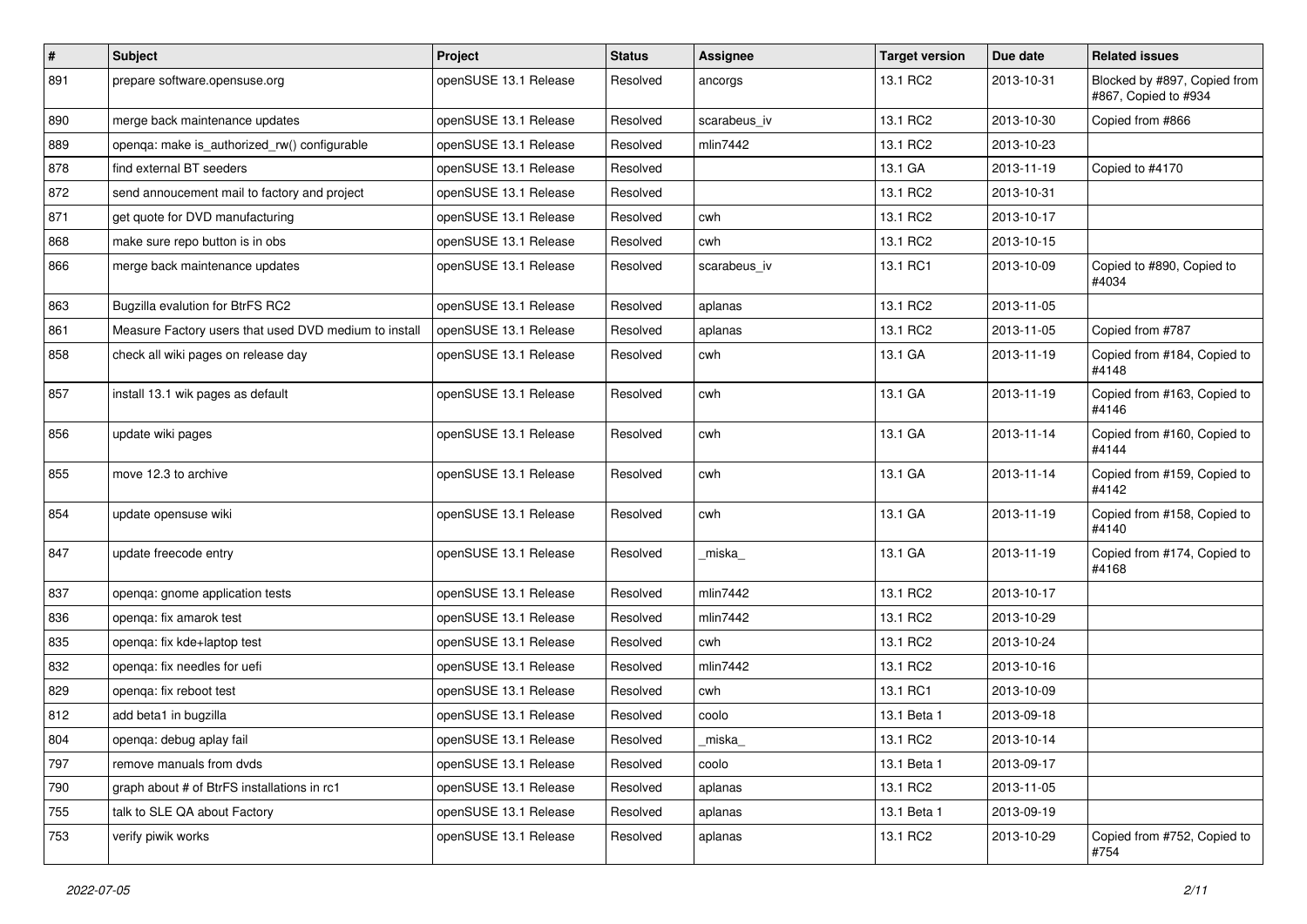| # | Subject | Project | Status | Assignee | Target version | Due date | Related issues |
|---|---|---|---|---|---|---|---|
| 891 | prepare software.opensuse.org | openSUSE 13.1 Release | Resolved | ancorgs | 13.1 RC2 | 2013-10-31 | Blocked by #897, Copied from #867, Copied to #934 |
| 890 | merge back maintenance updates | openSUSE 13.1 Release | Resolved | scarabeus_iv | 13.1 RC2 | 2013-10-30 | Copied from #866 |
| 889 | openqa: make is_authorized_rw() configurable | openSUSE 13.1 Release | Resolved | mlin7442 | 13.1 RC2 | 2013-10-23 | |
| 878 | find external BT seeders | openSUSE 13.1 Release | Resolved | | 13.1 GA | 2013-11-19 | Copied to #4170 |
| 872 | send annoucement mail to factory and project | openSUSE 13.1 Release | Resolved | | 13.1 RC2 | 2013-10-31 | |
| 871 | get quote for DVD manufacturing | openSUSE 13.1 Release | Resolved | cwh | 13.1 RC2 | 2013-10-17 | |
| 868 | make sure repo button is in obs | openSUSE 13.1 Release | Resolved | cwh | 13.1 RC2 | 2013-10-15 | |
| 866 | merge back maintenance updates | openSUSE 13.1 Release | Resolved | scarabeus_iv | 13.1 RC1 | 2013-10-09 | Copied to #890, Copied to #4034 |
| 863 | Bugzilla evalution for BtrFS RC2 | openSUSE 13.1 Release | Resolved | aplanas | 13.1 RC2 | 2013-11-05 | |
| 861 | Measure Factory users that used DVD medium to install | openSUSE 13.1 Release | Resolved | aplanas | 13.1 RC2 | 2013-11-05 | Copied from #787 |
| 858 | check all wiki pages on release day | openSUSE 13.1 Release | Resolved | cwh | 13.1 GA | 2013-11-19 | Copied from #184, Copied to #4148 |
| 857 | install 13.1 wik pages as default | openSUSE 13.1 Release | Resolved | cwh | 13.1 GA | 2013-11-19 | Copied from #163, Copied to #4146 |
| 856 | update wiki pages | openSUSE 13.1 Release | Resolved | cwh | 13.1 GA | 2013-11-14 | Copied from #160, Copied to #4144 |
| 855 | move 12.3 to archive | openSUSE 13.1 Release | Resolved | cwh | 13.1 GA | 2013-11-14 | Copied from #159, Copied to #4142 |
| 854 | update opensuse wiki | openSUSE 13.1 Release | Resolved | cwh | 13.1 GA | 2013-11-19 | Copied from #158, Copied to #4140 |
| 847 | update freecode entry | openSUSE 13.1 Release | Resolved | _miska_ | 13.1 GA | 2013-11-19 | Copied from #174, Copied to #4168 |
| 837 | openqa: gnome application tests | openSUSE 13.1 Release | Resolved | mlin7442 | 13.1 RC2 | 2013-10-17 | |
| 836 | openqa: fix amarok test | openSUSE 13.1 Release | Resolved | mlin7442 | 13.1 RC2 | 2013-10-29 | |
| 835 | openqa: fix kde+laptop test | openSUSE 13.1 Release | Resolved | cwh | 13.1 RC2 | 2013-10-24 | |
| 832 | openqa: fix needles for uefi | openSUSE 13.1 Release | Resolved | mlin7442 | 13.1 RC2 | 2013-10-16 | |
| 829 | openqa: fix reboot test | openSUSE 13.1 Release | Resolved | cwh | 13.1 RC1 | 2013-10-09 | |
| 812 | add beta1 in bugzilla | openSUSE 13.1 Release | Resolved | coolo | 13.1 Beta 1 | 2013-09-18 | |
| 804 | openqa: debug aplay fail | openSUSE 13.1 Release | Resolved | _miska_ | 13.1 RC2 | 2013-10-14 | |
| 797 | remove manuals from dvds | openSUSE 13.1 Release | Resolved | coolo | 13.1 Beta 1 | 2013-09-17 | |
| 790 | graph about # of BtrFS installations in rc1 | openSUSE 13.1 Release | Resolved | aplanas | 13.1 RC2 | 2013-11-05 | |
| 755 | talk to SLE QA about Factory | openSUSE 13.1 Release | Resolved | aplanas | 13.1 Beta 1 | 2013-09-19 | |
| 753 | verify piwik works | openSUSE 13.1 Release | Resolved | aplanas | 13.1 RC2 | 2013-10-29 | Copied from #752, Copied to #754 |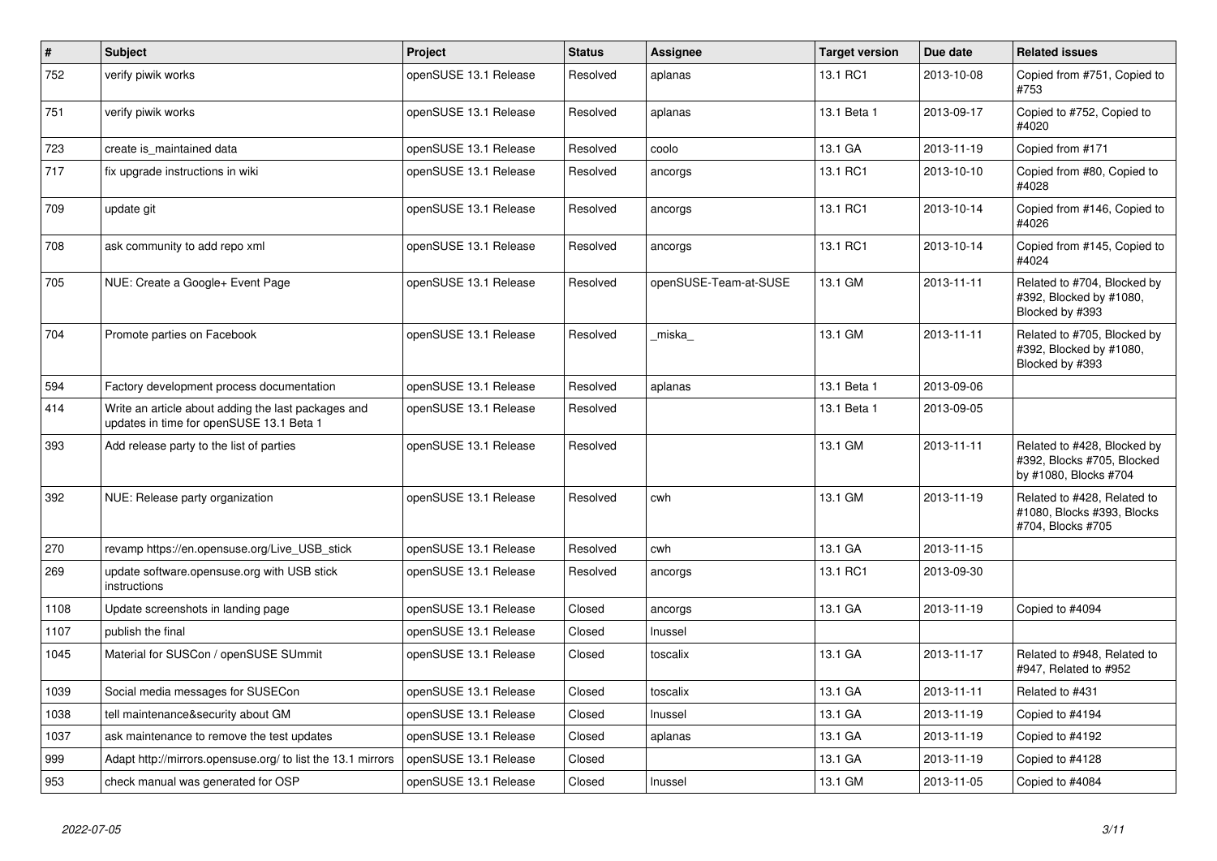| # | Subject | Project | Status | Assignee | Target version | Due date | Related issues |
|---|---|---|---|---|---|---|---|
| 752 | verify piwik works | openSUSE 13.1 Release | Resolved | aplanas | 13.1 RC1 | 2013-10-08 | Copied from #751, Copied to #753 |
| 751 | verify piwik works | openSUSE 13.1 Release | Resolved | aplanas | 13.1 Beta 1 | 2013-09-17 | Copied to #752, Copied to #4020 |
| 723 | create is_maintained data | openSUSE 13.1 Release | Resolved | coolo | 13.1 GA | 2013-11-19 | Copied from #171 |
| 717 | fix upgrade instructions in wiki | openSUSE 13.1 Release | Resolved | ancorgs | 13.1 RC1 | 2013-10-10 | Copied from #80, Copied to #4028 |
| 709 | update git | openSUSE 13.1 Release | Resolved | ancorgs | 13.1 RC1 | 2013-10-14 | Copied from #146, Copied to #4026 |
| 708 | ask community to add repo xml | openSUSE 13.1 Release | Resolved | ancorgs | 13.1 RC1 | 2013-10-14 | Copied from #145, Copied to #4024 |
| 705 | NUE: Create a Google+ Event Page | openSUSE 13.1 Release | Resolved | openSUSE-Team-at-SUSE | 13.1 GM | 2013-11-11 | Related to #704, Blocked by #392, Blocked by #1080, Blocked by #393 |
| 704 | Promote parties on Facebook | openSUSE 13.1 Release | Resolved | _miska_ | 13.1 GM | 2013-11-11 | Related to #705, Blocked by #392, Blocked by #1080, Blocked by #393 |
| 594 | Factory development process documentation | openSUSE 13.1 Release | Resolved | aplanas | 13.1 Beta 1 | 2013-09-06 | |
| 414 | Write an article about adding the last packages and updates in time for openSUSE 13.1 Beta 1 | openSUSE 13.1 Release | Resolved | | 13.1 Beta 1 | 2013-09-05 | |
| 393 | Add release party to the list of parties | openSUSE 13.1 Release | Resolved | | 13.1 GM | 2013-11-11 | Related to #428, Blocked by #392, Blocks #705, Blocked by #1080, Blocks #704 |
| 392 | NUE: Release party organization | openSUSE 13.1 Release | Resolved | cwh | 13.1 GM | 2013-11-19 | Related to #428, Related to #1080, Blocks #393, Blocks #704, Blocks #705 |
| 270 | revamp https://en.opensuse.org/Live_USB_stick | openSUSE 13.1 Release | Resolved | cwh | 13.1 GA | 2013-11-15 | |
| 269 | update software.opensuse.org with USB stick instructions | openSUSE 13.1 Release | Resolved | ancorgs | 13.1 RC1 | 2013-09-30 | |
| 1108 | Update screenshots in landing page | openSUSE 13.1 Release | Closed | ancorgs | 13.1 GA | 2013-11-19 | Copied to #4094 |
| 1107 | publish the final | openSUSE 13.1 Release | Closed | lnussel | | | |
| 1045 | Material for SUSCon / openSUSE SUmmit | openSUSE 13.1 Release | Closed | toscalix | 13.1 GA | 2013-11-17 | Related to #948, Related to #947, Related to #952 |
| 1039 | Social media messages for SUSECon | openSUSE 13.1 Release | Closed | toscalix | 13.1 GA | 2013-11-11 | Related to #431 |
| 1038 | tell maintenance&security about GM | openSUSE 13.1 Release | Closed | lnussel | 13.1 GA | 2013-11-19 | Copied to #4194 |
| 1037 | ask maintenance to remove the test updates | openSUSE 13.1 Release | Closed | aplanas | 13.1 GA | 2013-11-19 | Copied to #4192 |
| 999 | Adapt http://mirrors.opensuse.org/ to list the 13.1 mirrors | openSUSE 13.1 Release | Closed | | 13.1 GA | 2013-11-19 | Copied to #4128 |
| 953 | check manual was generated for OSP | openSUSE 13.1 Release | Closed | lnussel | 13.1 GM | 2013-11-05 | Copied to #4084 |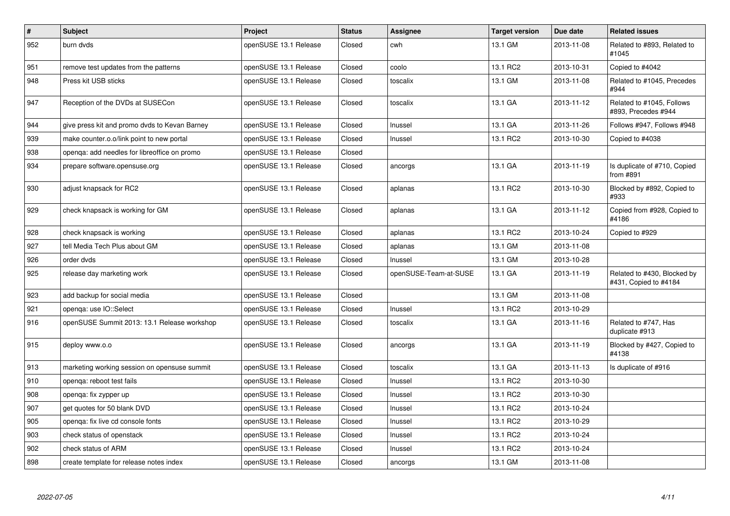| # | Subject | Project | Status | Assignee | Target version | Due date | Related issues |
|---|---|---|---|---|---|---|---|
| 952 | burn dvds | openSUSE 13.1 Release | Closed | cwh | 13.1 GM | 2013-11-08 | Related to #893, Related to #1045 |
| 951 | remove test updates from the patterns | openSUSE 13.1 Release | Closed | coolo | 13.1 RC2 | 2013-10-31 | Copied to #4042 |
| 948 | Press kit USB sticks | openSUSE 13.1 Release | Closed | toscalix | 13.1 GM | 2013-11-08 | Related to #1045, Precedes #944 |
| 947 | Reception of the DVDs at SUSECon | openSUSE 13.1 Release | Closed | toscalix | 13.1 GA | 2013-11-12 | Related to #1045, Follows #893, Precedes #944 |
| 944 | give press kit and promo dvds to Kevan Barney | openSUSE 13.1 Release | Closed | lnussel | 13.1 GA | 2013-11-26 | Follows #947, Follows #948 |
| 939 | make counter.o.o/link point to new portal | openSUSE 13.1 Release | Closed | lnussel | 13.1 RC2 | 2013-10-30 | Copied to #4038 |
| 938 | openqa: add needles for libreoffice on promo | openSUSE 13.1 Release | Closed | | | | |
| 934 | prepare software.opensuse.org | openSUSE 13.1 Release | Closed | ancorgs | 13.1 GA | 2013-11-19 | Is duplicate of #710, Copied from #891 |
| 930 | adjust knapsack for RC2 | openSUSE 13.1 Release | Closed | aplanas | 13.1 RC2 | 2013-10-30 | Blocked by #892, Copied to #933 |
| 929 | check knapsack is working for GM | openSUSE 13.1 Release | Closed | aplanas | 13.1 GA | 2013-11-12 | Copied from #928, Copied to #4186 |
| 928 | check knapsack is working | openSUSE 13.1 Release | Closed | aplanas | 13.1 RC2 | 2013-10-24 | Copied to #929 |
| 927 | tell Media Tech Plus about GM | openSUSE 13.1 Release | Closed | aplanas | 13.1 GM | 2013-11-08 | |
| 926 | order dvds | openSUSE 13.1 Release | Closed | lnussel | 13.1 GM | 2013-10-28 | |
| 925 | release day marketing work | openSUSE 13.1 Release | Closed | openSUSE-Team-at-SUSE | 13.1 GA | 2013-11-19 | Related to #430, Blocked by #431, Copied to #4184 |
| 923 | add backup for social media | openSUSE 13.1 Release | Closed | | 13.1 GM | 2013-11-08 | |
| 921 | openqa: use IO::Select | openSUSE 13.1 Release | Closed | lnussel | 13.1 RC2 | 2013-10-29 | |
| 916 | openSUSE Summit 2013: 13.1 Release workshop | openSUSE 13.1 Release | Closed | toscalix | 13.1 GA | 2013-11-16 | Related to #747, Has duplicate #913 |
| 915 | deploy www.o.o | openSUSE 13.1 Release | Closed | ancorgs | 13.1 GA | 2013-11-19 | Blocked by #427, Copied to #4138 |
| 913 | marketing working session on opensuse summit | openSUSE 13.1 Release | Closed | toscalix | 13.1 GA | 2013-11-13 | Is duplicate of #916 |
| 910 | openqa: reboot test fails | openSUSE 13.1 Release | Closed | lnussel | 13.1 RC2 | 2013-10-30 | |
| 908 | openqa: fix zypper up | openSUSE 13.1 Release | Closed | lnussel | 13.1 RC2 | 2013-10-30 | |
| 907 | get quotes for 50 blank DVD | openSUSE 13.1 Release | Closed | lnussel | 13.1 RC2 | 2013-10-24 | |
| 905 | openqa: fix live cd console fonts | openSUSE 13.1 Release | Closed | lnussel | 13.1 RC2 | 2013-10-29 | |
| 903 | check status of openstack | openSUSE 13.1 Release | Closed | lnussel | 13.1 RC2 | 2013-10-24 | |
| 902 | check status of ARM | openSUSE 13.1 Release | Closed | lnussel | 13.1 RC2 | 2013-10-24 | |
| 898 | create template for release notes index | openSUSE 13.1 Release | Closed | ancorgs | 13.1 GM | 2013-11-08 | |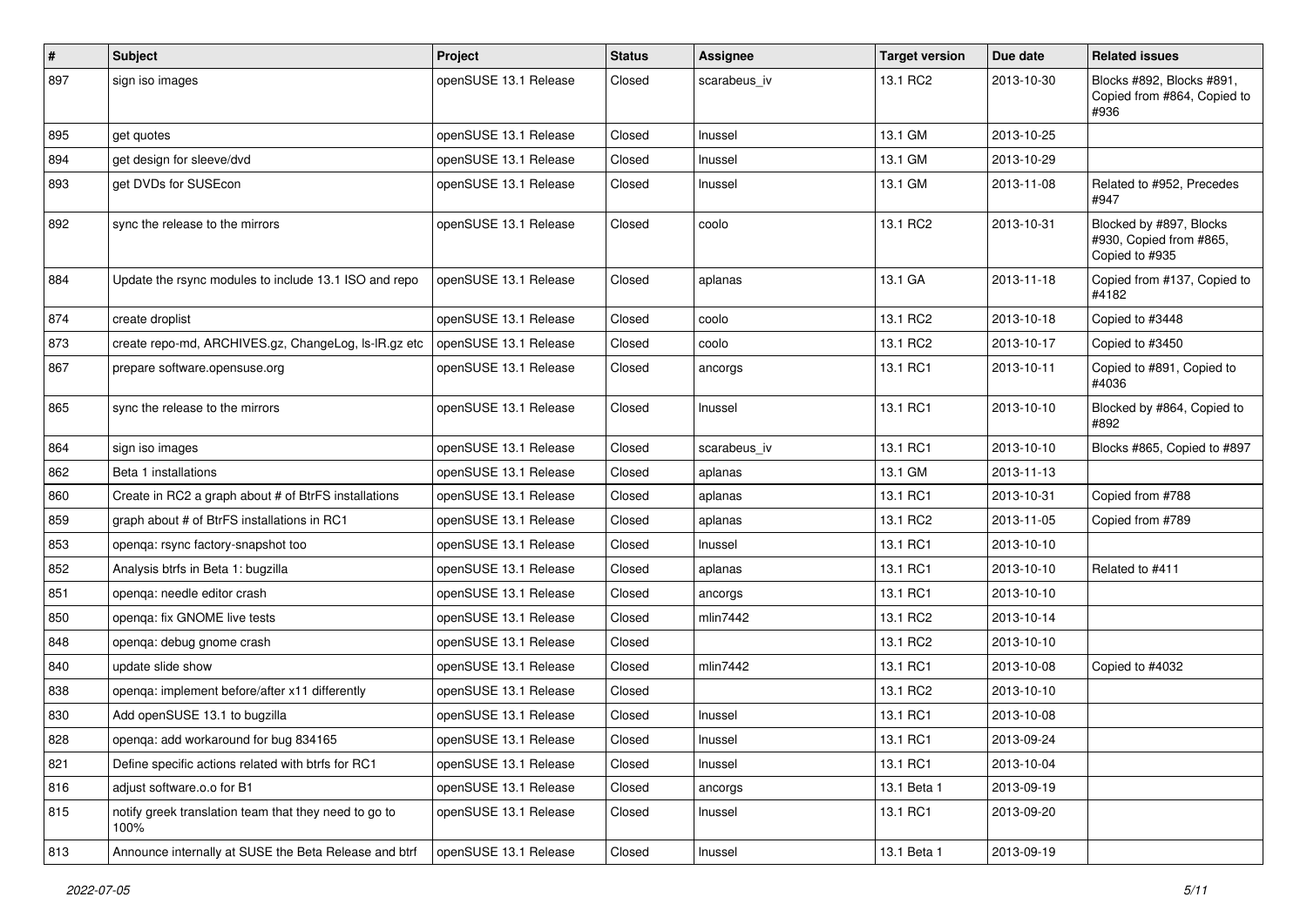| # | Subject | Project | Status | Assignee | Target version | Due date | Related issues |
| --- | --- | --- | --- | --- | --- | --- | --- |
| 897 | sign iso images | openSUSE 13.1 Release | Closed | scarabeus_iv | 13.1 RC2 | 2013-10-30 | Blocks #892, Blocks #891, Copied from #864, Copied to #936 |
| 895 | get quotes | openSUSE 13.1 Release | Closed | lnussel | 13.1 GM | 2013-10-25 | |
| 894 | get design for sleeve/dvd | openSUSE 13.1 Release | Closed | lnussel | 13.1 GM | 2013-10-29 | |
| 893 | get DVDs for SUSEcon | openSUSE 13.1 Release | Closed | lnussel | 13.1 GM | 2013-11-08 | Related to #952, Precedes #947 |
| 892 | sync the release to the mirrors | openSUSE 13.1 Release | Closed | coolo | 13.1 RC2 | 2013-10-31 | Blocked by #897, Blocks #930, Copied from #865, Copied to #935 |
| 884 | Update the rsync modules to include 13.1 ISO and repo | openSUSE 13.1 Release | Closed | aplanas | 13.1 GA | 2013-11-18 | Copied from #137, Copied to #4182 |
| 874 | create droplist | openSUSE 13.1 Release | Closed | coolo | 13.1 RC2 | 2013-10-18 | Copied to #3448 |
| 873 | create repo-md, ARCHIVES.gz, ChangeLog, ls-lR.gz etc | openSUSE 13.1 Release | Closed | coolo | 13.1 RC2 | 2013-10-17 | Copied to #3450 |
| 867 | prepare software.opensuse.org | openSUSE 13.1 Release | Closed | ancorgs | 13.1 RC1 | 2013-10-11 | Copied to #891, Copied to #4036 |
| 865 | sync the release to the mirrors | openSUSE 13.1 Release | Closed | lnussel | 13.1 RC1 | 2013-10-10 | Blocked by #864, Copied to #892 |
| 864 | sign iso images | openSUSE 13.1 Release | Closed | scarabeus_iv | 13.1 RC1 | 2013-10-10 | Blocks #865, Copied to #897 |
| 862 | Beta 1 installations | openSUSE 13.1 Release | Closed | aplanas | 13.1 GM | 2013-11-13 | |
| 860 | Create in RC2 a graph about # of BtrFS installations | openSUSE 13.1 Release | Closed | aplanas | 13.1 RC1 | 2013-10-31 | Copied from #788 |
| 859 | graph about # of BtrFS installations in RC1 | openSUSE 13.1 Release | Closed | aplanas | 13.1 RC2 | 2013-11-05 | Copied from #789 |
| 853 | openqa: rsync factory-snapshot too | openSUSE 13.1 Release | Closed | lnussel | 13.1 RC1 | 2013-10-10 | |
| 852 | Analysis btrfs in Beta 1: bugzilla | openSUSE 13.1 Release | Closed | aplanas | 13.1 RC1 | 2013-10-10 | Related to #411 |
| 851 | openqa: needle editor crash | openSUSE 13.1 Release | Closed | ancorgs | 13.1 RC1 | 2013-10-10 | |
| 850 | openqa: fix GNOME live tests | openSUSE 13.1 Release | Closed | mlin7442 | 13.1 RC2 | 2013-10-14 | |
| 848 | openqa: debug gnome crash | openSUSE 13.1 Release | Closed | | 13.1 RC2 | 2013-10-10 | |
| 840 | update slide show | openSUSE 13.1 Release | Closed | mlin7442 | 13.1 RC1 | 2013-10-08 | Copied to #4032 |
| 838 | openqa: implement before/after x11 differently | openSUSE 13.1 Release | Closed | | 13.1 RC2 | 2013-10-10 | |
| 830 | Add openSUSE 13.1 to bugzilla | openSUSE 13.1 Release | Closed | lnussel | 13.1 RC1 | 2013-10-08 | |
| 828 | openqa: add workaround for bug 834165 | openSUSE 13.1 Release | Closed | lnussel | 13.1 RC1 | 2013-09-24 | |
| 821 | Define specific actions related with btrfs for RC1 | openSUSE 13.1 Release | Closed | lnussel | 13.1 RC1 | 2013-10-04 | |
| 816 | adjust software.o.o for B1 | openSUSE 13.1 Release | Closed | ancorgs | 13.1 Beta 1 | 2013-09-19 | |
| 815 | notify greek translation team that they need to go to 100% | openSUSE 13.1 Release | Closed | lnussel | 13.1 RC1 | 2013-09-20 | |
| 813 | Announce internally at SUSE the Beta Release and btrf | openSUSE 13.1 Release | Closed | lnussel | 13.1 Beta 1 | 2013-09-19 | |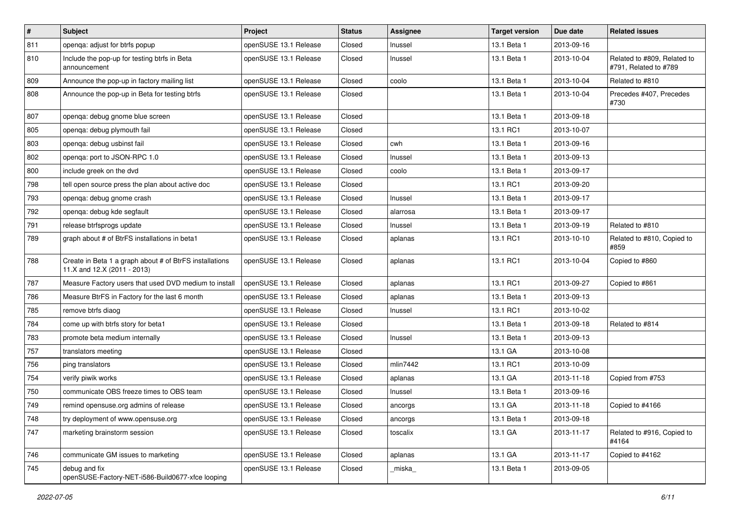| # | Subject | Project | Status | Assignee | Target version | Due date | Related issues |
|---|---|---|---|---|---|---|---|
| 811 | openqa: adjust for btrfs popup | openSUSE 13.1 Release | Closed | lnussel | 13.1 Beta 1 | 2013-09-16 | |
| 810 | Include the pop-up for testing btrfs in Beta announcement | openSUSE 13.1 Release | Closed | lnussel | 13.1 Beta 1 | 2013-10-04 | Related to #809, Related to #791, Related to #789 |
| 809 | Announce the pop-up in factory mailing list | openSUSE 13.1 Release | Closed | coolo | 13.1 Beta 1 | 2013-10-04 | Related to #810 |
| 808 | Announce the pop-up in Beta for testing btrfs | openSUSE 13.1 Release | Closed | | 13.1 Beta 1 | 2013-10-04 | Precedes #407, Precedes #730 |
| 807 | openqa: debug gnome blue screen | openSUSE 13.1 Release | Closed | | 13.1 Beta 1 | 2013-09-18 | |
| 805 | openqa: debug plymouth fail | openSUSE 13.1 Release | Closed | | 13.1 RC1 | 2013-10-07 | |
| 803 | openqa: debug usbinst fail | openSUSE 13.1 Release | Closed | cwh | 13.1 Beta 1 | 2013-09-16 | |
| 802 | openqa: port to JSON-RPC 1.0 | openSUSE 13.1 Release | Closed | lnussel | 13.1 Beta 1 | 2013-09-13 | |
| 800 | include greek on the dvd | openSUSE 13.1 Release | Closed | coolo | 13.1 Beta 1 | 2013-09-17 | |
| 798 | tell open source press the plan about active doc | openSUSE 13.1 Release | Closed | | 13.1 RC1 | 2013-09-20 | |
| 793 | openqa: debug gnome crash | openSUSE 13.1 Release | Closed | lnussel | 13.1 Beta 1 | 2013-09-17 | |
| 792 | openqa: debug kde segfault | openSUSE 13.1 Release | Closed | alarrosa | 13.1 Beta 1 | 2013-09-17 | |
| 791 | release btrfsprogs update | openSUSE 13.1 Release | Closed | lnussel | 13.1 Beta 1 | 2013-09-19 | Related to #810 |
| 789 | graph about # of BtrFS installations in beta1 | openSUSE 13.1 Release | Closed | aplanas | 13.1 RC1 | 2013-10-10 | Related to #810, Copied to #859 |
| 788 | Create in Beta 1 a graph about # of BtrFS installations 11.X and 12.X (2011 - 2013) | openSUSE 13.1 Release | Closed | aplanas | 13.1 RC1 | 2013-10-04 | Copied to #860 |
| 787 | Measure Factory users that used DVD medium to install | openSUSE 13.1 Release | Closed | aplanas | 13.1 RC1 | 2013-09-27 | Copied to #861 |
| 786 | Measure BtrFS in Factory for the last 6 month | openSUSE 13.1 Release | Closed | aplanas | 13.1 Beta 1 | 2013-09-13 | |
| 785 | remove btrfs diaog | openSUSE 13.1 Release | Closed | lnussel | 13.1 RC1 | 2013-10-02 | |
| 784 | come up with btrfs story for beta1 | openSUSE 13.1 Release | Closed | | 13.1 Beta 1 | 2013-09-18 | Related to #814 |
| 783 | promote beta medium internally | openSUSE 13.1 Release | Closed | lnussel | 13.1 Beta 1 | 2013-09-13 | |
| 757 | translators meeting | openSUSE 13.1 Release | Closed | | 13.1 GA | 2013-10-08 | |
| 756 | ping translators | openSUSE 13.1 Release | Closed | mlin7442 | 13.1 RC1 | 2013-10-09 | |
| 754 | verify piwik works | openSUSE 13.1 Release | Closed | aplanas | 13.1 GA | 2013-11-18 | Copied from #753 |
| 750 | communicate OBS freeze times to OBS team | openSUSE 13.1 Release | Closed | lnussel | 13.1 Beta 1 | 2013-09-16 | |
| 749 | remind opensuse.org admins of release | openSUSE 13.1 Release | Closed | ancorgs | 13.1 GA | 2013-11-18 | Copied to #4166 |
| 748 | try deployment of www.opensuse.org | openSUSE 13.1 Release | Closed | ancorgs | 13.1 Beta 1 | 2013-09-18 | |
| 747 | marketing brainstorm session | openSUSE 13.1 Release | Closed | toscalix | 13.1 GA | 2013-11-17 | Related to #916, Copied to #4164 |
| 746 | communicate GM issues to marketing | openSUSE 13.1 Release | Closed | aplanas | 13.1 GA | 2013-11-17 | Copied to #4162 |
| 745 | debug and fix openSUSE-Factory-NET-i586-Build0677-xfce looping | openSUSE 13.1 Release | Closed | _miska_ | 13.1 Beta 1 | 2013-09-05 | |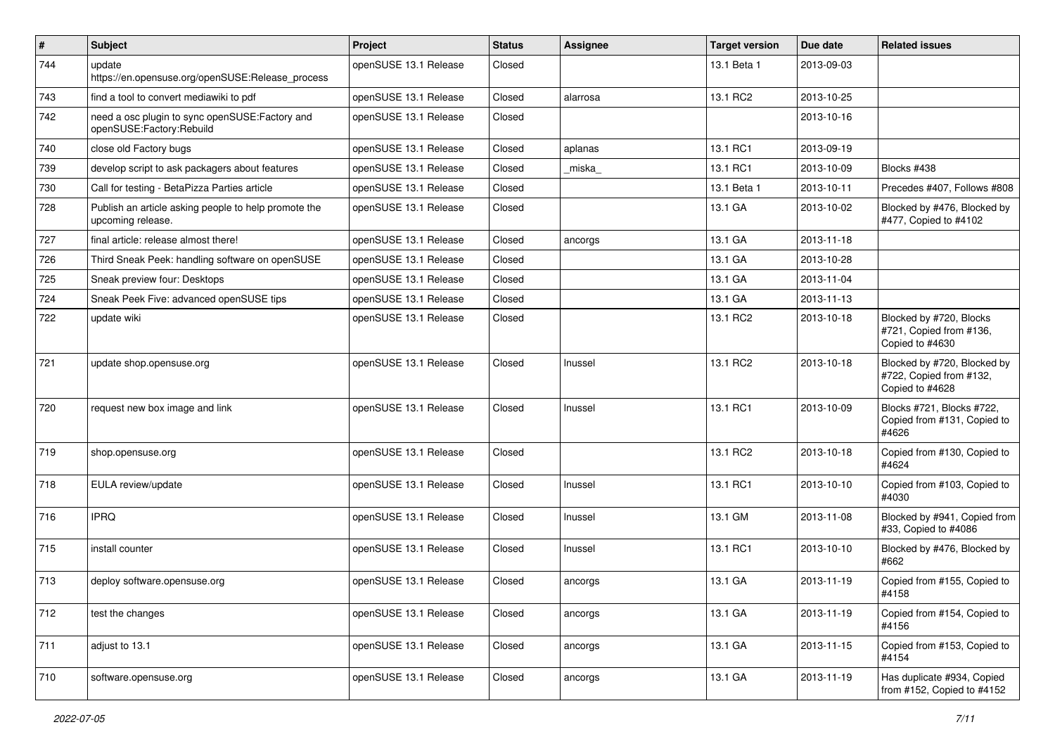| # | Subject | Project | Status | Assignee | Target version | Due date | Related issues |
|---|---|---|---|---|---|---|---|
| 744 | update https://en.opensuse.org/openSUSE:Release_process | openSUSE 13.1 Release | Closed | | 13.1 Beta 1 | 2013-09-03 | |
| 743 | find a tool to convert mediawiki to pdf | openSUSE 13.1 Release | Closed | alarrosa | 13.1 RC2 | 2013-10-25 | |
| 742 | need a osc plugin to sync openSUSE:Factory and openSUSE:Factory:Rebuild | openSUSE 13.1 Release | Closed | | | 2013-10-16 | |
| 740 | close old Factory bugs | openSUSE 13.1 Release | Closed | aplanas | 13.1 RC1 | 2013-09-19 | |
| 739 | develop script to ask packagers about features | openSUSE 13.1 Release | Closed | _miska_ | 13.1 RC1 | 2013-10-09 | Blocks #438 |
| 730 | Call for testing - BetaPizza Parties article | openSUSE 13.1 Release | Closed | | 13.1 Beta 1 | 2013-10-11 | Precedes #407, Follows #808 |
| 728 | Publish an article asking people to help promote the upcoming release. | openSUSE 13.1 Release | Closed | | 13.1 GA | 2013-10-02 | Blocked by #476, Blocked by #477, Copied to #4102 |
| 727 | final article: release almost there! | openSUSE 13.1 Release | Closed | ancorgs | 13.1 GA | 2013-11-18 | |
| 726 | Third Sneak Peek: handling software on openSUSE | openSUSE 13.1 Release | Closed | | 13.1 GA | 2013-10-28 | |
| 725 | Sneak preview four: Desktops | openSUSE 13.1 Release | Closed | | 13.1 GA | 2013-11-04 | |
| 724 | Sneak Peek Five: advanced openSUSE tips | openSUSE 13.1 Release | Closed | | 13.1 GA | 2013-11-13 | |
| 722 | update wiki | openSUSE 13.1 Release | Closed | | 13.1 RC2 | 2013-10-18 | Blocked by #720, Blocks #721, Copied from #136, Copied to #4630 |
| 721 | update shop.opensuse.org | openSUSE 13.1 Release | Closed | lnussel | 13.1 RC2 | 2013-10-18 | Blocked by #720, Blocked by #722, Copied from #132, Copied to #4628 |
| 720 | request new box image and link | openSUSE 13.1 Release | Closed | lnussel | 13.1 RC1 | 2013-10-09 | Blocks #721, Blocks #722, Copied from #131, Copied to #4626 |
| 719 | shop.opensuse.org | openSUSE 13.1 Release | Closed | | 13.1 RC2 | 2013-10-18 | Copied from #130, Copied to #4624 |
| 718 | EULA review/update | openSUSE 13.1 Release | Closed | lnussel | 13.1 RC1 | 2013-10-10 | Copied from #103, Copied to #4030 |
| 716 | IPRQ | openSUSE 13.1 Release | Closed | lnussel | 13.1 GM | 2013-11-08 | Blocked by #941, Copied from #33, Copied to #4086 |
| 715 | install counter | openSUSE 13.1 Release | Closed | lnussel | 13.1 RC1 | 2013-10-10 | Blocked by #476, Blocked by #662 |
| 713 | deploy software.opensuse.org | openSUSE 13.1 Release | Closed | ancorgs | 13.1 GA | 2013-11-19 | Copied from #155, Copied to #4158 |
| 712 | test the changes | openSUSE 13.1 Release | Closed | ancorgs | 13.1 GA | 2013-11-19 | Copied from #154, Copied to #4156 |
| 711 | adjust to 13.1 | openSUSE 13.1 Release | Closed | ancorgs | 13.1 GA | 2013-11-15 | Copied from #153, Copied to #4154 |
| 710 | software.opensuse.org | openSUSE 13.1 Release | Closed | ancorgs | 13.1 GA | 2013-11-19 | Has duplicate #934, Copied from #152, Copied to #4152 |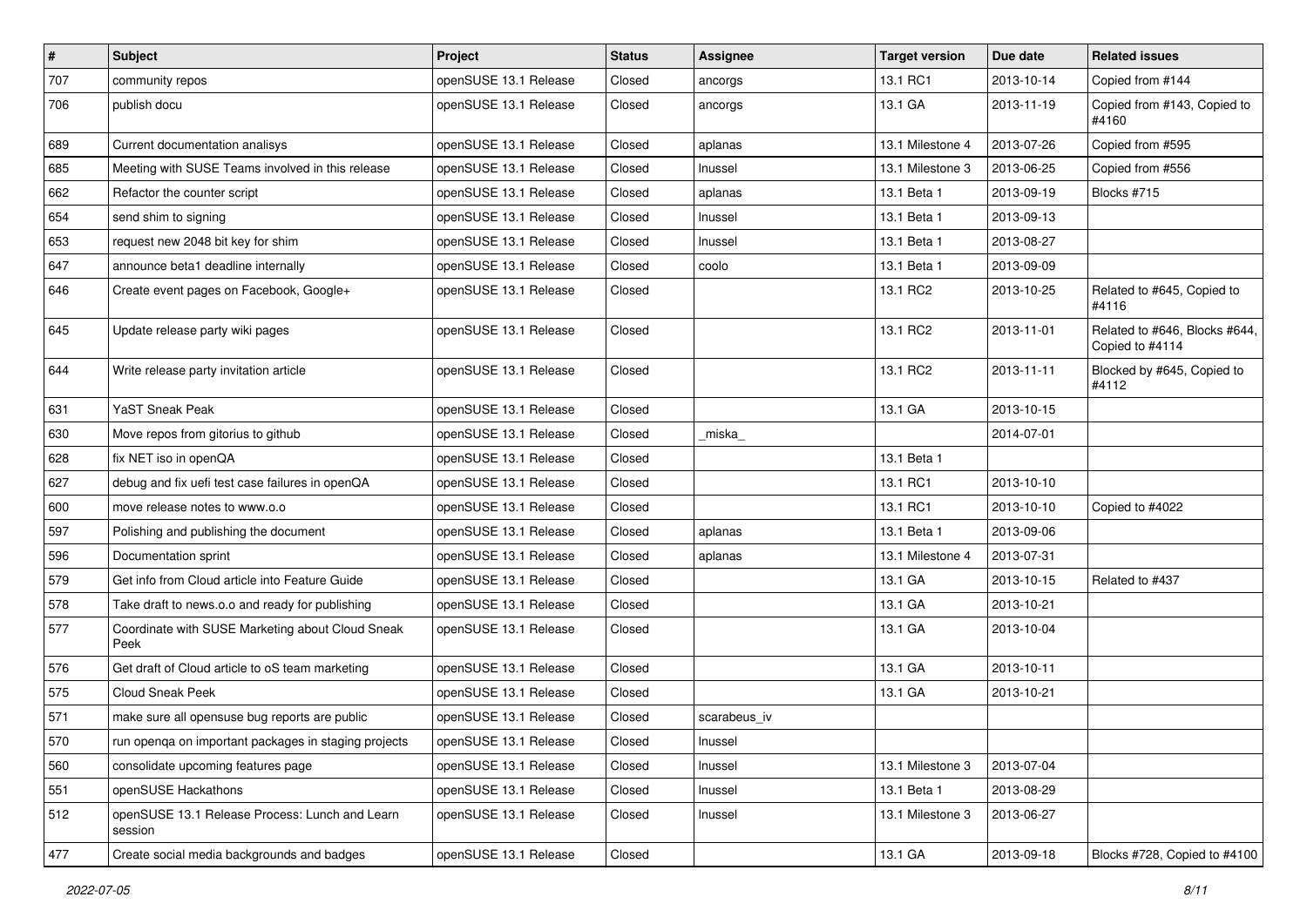| # | Subject | Project | Status | Assignee | Target version | Due date | Related issues |
|---|---|---|---|---|---|---|---|
| 707 | community repos | openSUSE 13.1 Release | Closed | ancorgs | 13.1 RC1 | 2013-10-14 | Copied from #144 |
| 706 | publish docu | openSUSE 13.1 Release | Closed | ancorgs | 13.1 GA | 2013-11-19 | Copied from #143, Copied to #4160 |
| 689 | Current documentation analisys | openSUSE 13.1 Release | Closed | aplanas | 13.1 Milestone 4 | 2013-07-26 | Copied from #595 |
| 685 | Meeting with SUSE Teams involved in this release | openSUSE 13.1 Release | Closed | lnussel | 13.1 Milestone 3 | 2013-06-25 | Copied from #556 |
| 662 | Refactor the counter script | openSUSE 13.1 Release | Closed | aplanas | 13.1 Beta 1 | 2013-09-19 | Blocks #715 |
| 654 | send shim to signing | openSUSE 13.1 Release | Closed | lnussel | 13.1 Beta 1 | 2013-09-13 | |
| 653 | request new 2048 bit key for shim | openSUSE 13.1 Release | Closed | lnussel | 13.1 Beta 1 | 2013-08-27 | |
| 647 | announce beta1 deadline internally | openSUSE 13.1 Release | Closed | coolo | 13.1 Beta 1 | 2013-09-09 | |
| 646 | Create event pages on Facebook, Google+ | openSUSE 13.1 Release | Closed | | 13.1 RC2 | 2013-10-25 | Related to #645, Copied to #4116 |
| 645 | Update release party wiki pages | openSUSE 13.1 Release | Closed | | 13.1 RC2 | 2013-11-01 | Related to #646, Blocks #644, Copied to #4114 |
| 644 | Write release party invitation article | openSUSE 13.1 Release | Closed | | 13.1 RC2 | 2013-11-11 | Blocked by #645, Copied to #4112 |
| 631 | YaST Sneak Peak | openSUSE 13.1 Release | Closed | | 13.1 GA | 2013-10-15 | |
| 630 | Move repos from gitorius to github | openSUSE 13.1 Release | Closed | _miska_ | | 2014-07-01 | |
| 628 | fix NET iso in openQA | openSUSE 13.1 Release | Closed | | 13.1 Beta 1 | | |
| 627 | debug and fix uefi test case failures in openQA | openSUSE 13.1 Release | Closed | | 13.1 RC1 | 2013-10-10 | |
| 600 | move release notes to www.o.o | openSUSE 13.1 Release | Closed | | 13.1 RC1 | 2013-10-10 | Copied to #4022 |
| 597 | Polishing and publishing the document | openSUSE 13.1 Release | Closed | aplanas | 13.1 Beta 1 | 2013-09-06 | |
| 596 | Documentation sprint | openSUSE 13.1 Release | Closed | aplanas | 13.1 Milestone 4 | 2013-07-31 | |
| 579 | Get info from Cloud article into Feature Guide | openSUSE 13.1 Release | Closed | | 13.1 GA | 2013-10-15 | Related to #437 |
| 578 | Take draft to news.o.o and ready for publishing | openSUSE 13.1 Release | Closed | | 13.1 GA | 2013-10-21 | |
| 577 | Coordinate with SUSE Marketing about Cloud Sneak Peek | openSUSE 13.1 Release | Closed | | 13.1 GA | 2013-10-04 | |
| 576 | Get draft of Cloud article to oS team marketing | openSUSE 13.1 Release | Closed | | 13.1 GA | 2013-10-11 | |
| 575 | Cloud Sneak Peek | openSUSE 13.1 Release | Closed | | 13.1 GA | 2013-10-21 | |
| 571 | make sure all opensuse bug reports are public | openSUSE 13.1 Release | Closed | scarabeus_iv | | | |
| 570 | run openqa on important packages in staging projects | openSUSE 13.1 Release | Closed | lnussel | | | |
| 560 | consolidate upcoming features page | openSUSE 13.1 Release | Closed | lnussel | 13.1 Milestone 3 | 2013-07-04 | |
| 551 | openSUSE Hackathons | openSUSE 13.1 Release | Closed | lnussel | 13.1 Beta 1 | 2013-08-29 | |
| 512 | openSUSE 13.1 Release Process: Lunch and Learn session | openSUSE 13.1 Release | Closed | lnussel | 13.1 Milestone 3 | 2013-06-27 | |
| 477 | Create social media backgrounds and badges | openSUSE 13.1 Release | Closed | | 13.1 GA | 2013-09-18 | Blocks #728, Copied to #4100 |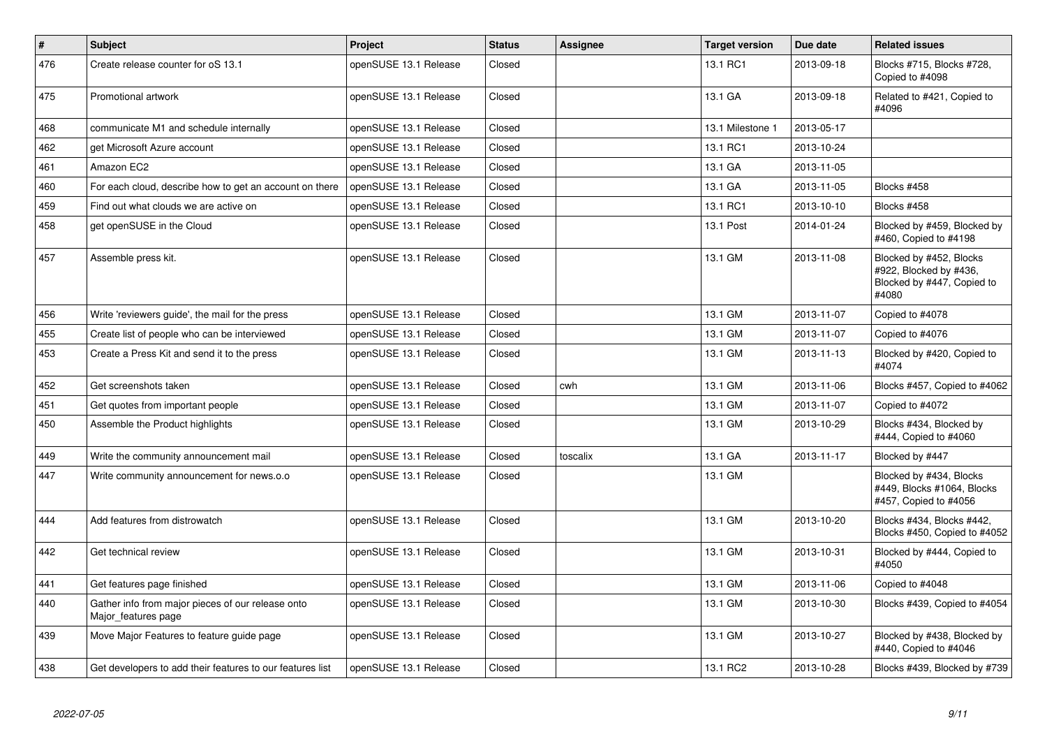| # | Subject | Project | Status | Assignee | Target version | Due date | Related issues |
|---|---|---|---|---|---|---|---|
| 476 | Create release counter for oS 13.1 | openSUSE 13.1 Release | Closed | | 13.1 RC1 | 2013-09-18 | Blocks #715, Blocks #728, Copied to #4098 |
| 475 | Promotional artwork | openSUSE 13.1 Release | Closed | | 13.1 GA | 2013-09-18 | Related to #421, Copied to #4096 |
| 468 | communicate M1 and schedule internally | openSUSE 13.1 Release | Closed | | 13.1 Milestone 1 | 2013-05-17 | |
| 462 | get Microsoft Azure account | openSUSE 13.1 Release | Closed | | 13.1 RC1 | 2013-10-24 | |
| 461 | Amazon EC2 | openSUSE 13.1 Release | Closed | | 13.1 GA | 2013-11-05 | |
| 460 | For each cloud, describe how to get an account on there | openSUSE 13.1 Release | Closed | | 13.1 GA | 2013-11-05 | Blocks #458 |
| 459 | Find out what clouds we are active on | openSUSE 13.1 Release | Closed | | 13.1 RC1 | 2013-10-10 | Blocks #458 |
| 458 | get openSUSE in the Cloud | openSUSE 13.1 Release | Closed | | 13.1 Post | 2014-01-24 | Blocked by #459, Blocked by #460, Copied to #4198 |
| 457 | Assemble press kit. | openSUSE 13.1 Release | Closed | | 13.1 GM | 2013-11-08 | Blocked by #452, Blocks #922, Blocked by #436, Blocked by #447, Copied to #4080 |
| 456 | Write 'reviewers guide', the mail for the press | openSUSE 13.1 Release | Closed | | 13.1 GM | 2013-11-07 | Copied to #4078 |
| 455 | Create list of people who can be interviewed | openSUSE 13.1 Release | Closed | | 13.1 GM | 2013-11-07 | Copied to #4076 |
| 453 | Create a Press Kit and send it to the press | openSUSE 13.1 Release | Closed | | 13.1 GM | 2013-11-13 | Blocked by #420, Copied to #4074 |
| 452 | Get screenshots taken | openSUSE 13.1 Release | Closed | cwh | 13.1 GM | 2013-11-06 | Blocks #457, Copied to #4062 |
| 451 | Get quotes from important people | openSUSE 13.1 Release | Closed | | 13.1 GM | 2013-11-07 | Copied to #4072 |
| 450 | Assemble the Product highlights | openSUSE 13.1 Release | Closed | | 13.1 GM | 2013-10-29 | Blocks #434, Blocked by #444, Copied to #4060 |
| 449 | Write the community announcement mail | openSUSE 13.1 Release | Closed | toscalix | 13.1 GA | 2013-11-17 | Blocked by #447 |
| 447 | Write community announcement for news.o.o | openSUSE 13.1 Release | Closed | | 13.1 GM | | Blocked by #434, Blocks #449, Blocks #1064, Blocks #457, Copied to #4056 |
| 444 | Add features from distrowatch | openSUSE 13.1 Release | Closed | | 13.1 GM | 2013-10-20 | Blocks #434, Blocks #442, Blocks #450, Copied to #4052 |
| 442 | Get technical review | openSUSE 13.1 Release | Closed | | 13.1 GM | 2013-10-31 | Blocked by #444, Copied to #4050 |
| 441 | Get features page finished | openSUSE 13.1 Release | Closed | | 13.1 GM | 2013-11-06 | Copied to #4048 |
| 440 | Gather info from major pieces of our release onto Major_features page | openSUSE 13.1 Release | Closed | | 13.1 GM | 2013-10-30 | Blocks #439, Copied to #4054 |
| 439 | Move Major Features to feature guide page | openSUSE 13.1 Release | Closed | | 13.1 GM | 2013-10-27 | Blocked by #438, Blocked by #440, Copied to #4046 |
| 438 | Get developers to add their features to our features list | openSUSE 13.1 Release | Closed | | 13.1 RC2 | 2013-10-28 | Blocks #439, Blocked by #739 |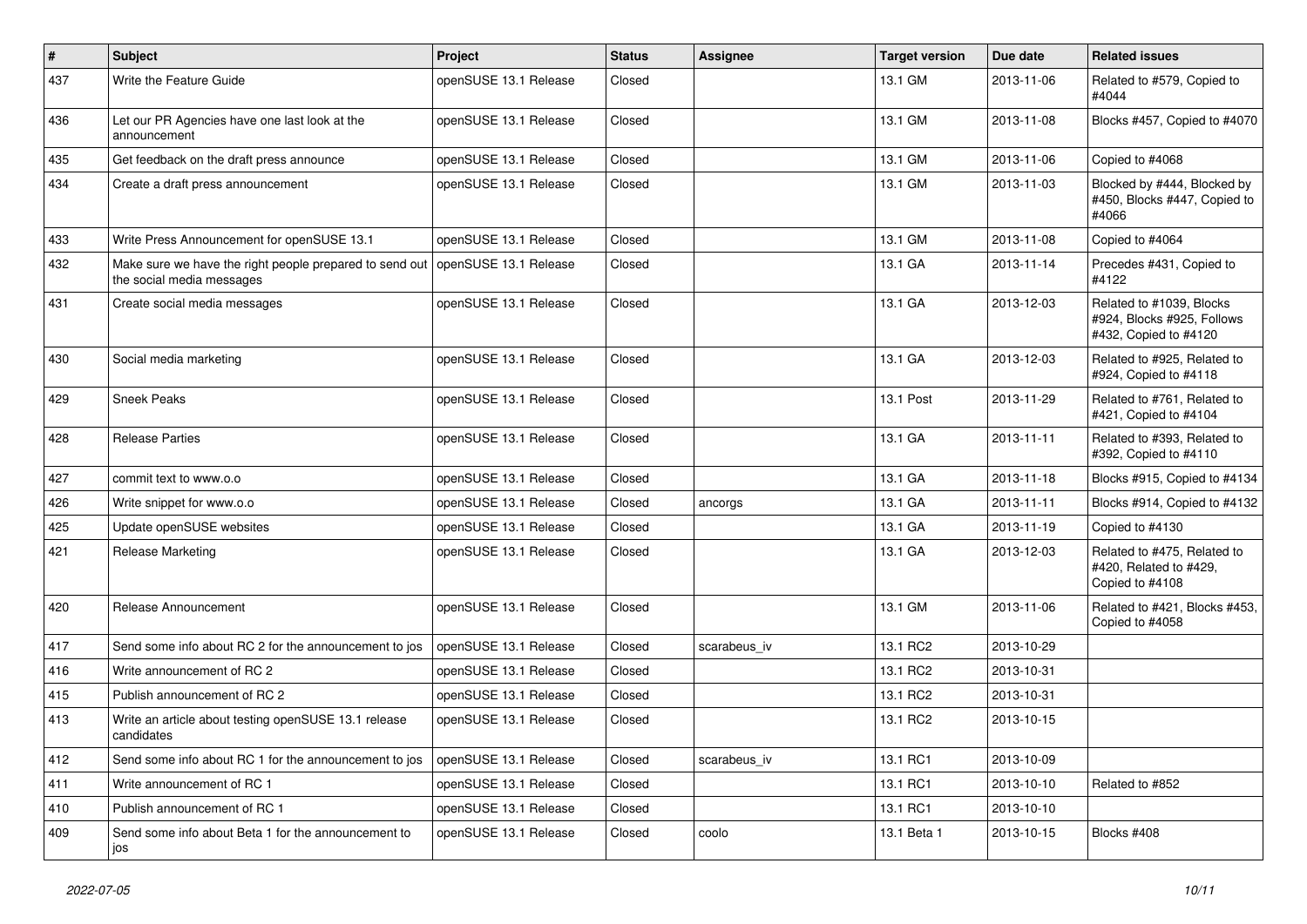| # | Subject | Project | Status | Assignee | Target version | Due date | Related issues |
|---|---|---|---|---|---|---|---|
| 437 | Write the Feature Guide | openSUSE 13.1 Release | Closed | | 13.1 GM | 2013-11-06 | Related to #579, Copied to #4044 |
| 436 | Let our PR Agencies have one last look at the announcement | openSUSE 13.1 Release | Closed | | 13.1 GM | 2013-11-08 | Blocks #457, Copied to #4070 |
| 435 | Get feedback on the draft press announce | openSUSE 13.1 Release | Closed | | 13.1 GM | 2013-11-06 | Copied to #4068 |
| 434 | Create a draft press announcement | openSUSE 13.1 Release | Closed | | 13.1 GM | 2013-11-03 | Blocked by #444, Blocked by #450, Blocks #447, Copied to #4066 |
| 433 | Write Press Announcement for openSUSE 13.1 | openSUSE 13.1 Release | Closed | | 13.1 GM | 2013-11-08 | Copied to #4064 |
| 432 | Make sure we have the right people prepared to send out the social media messages | openSUSE 13.1 Release | Closed | | 13.1 GA | 2013-11-14 | Precedes #431, Copied to #4122 |
| 431 | Create social media messages | openSUSE 13.1 Release | Closed | | 13.1 GA | 2013-12-03 | Related to #1039, Blocks #924, Blocks #925, Follows #432, Copied to #4120 |
| 430 | Social media marketing | openSUSE 13.1 Release | Closed | | 13.1 GA | 2013-12-03 | Related to #925, Related to #924, Copied to #4118 |
| 429 | Sneek Peaks | openSUSE 13.1 Release | Closed | | 13.1 Post | 2013-11-29 | Related to #761, Related to #421, Copied to #4104 |
| 428 | Release Parties | openSUSE 13.1 Release | Closed | | 13.1 GA | 2013-11-11 | Related to #393, Related to #392, Copied to #4110 |
| 427 | commit text to www.o.o | openSUSE 13.1 Release | Closed | | 13.1 GA | 2013-11-18 | Blocks #915, Copied to #4134 |
| 426 | Write snippet for www.o.o | openSUSE 13.1 Release | Closed | ancorgs | 13.1 GA | 2013-11-11 | Blocks #914, Copied to #4132 |
| 425 | Update openSUSE websites | openSUSE 13.1 Release | Closed | | 13.1 GA | 2013-11-19 | Copied to #4130 |
| 421 | Release Marketing | openSUSE 13.1 Release | Closed | | 13.1 GA | 2013-12-03 | Related to #475, Related to #420, Related to #429, Copied to #4108 |
| 420 | Release Announcement | openSUSE 13.1 Release | Closed | | 13.1 GM | 2013-11-06 | Related to #421, Blocks #453, Copied to #4058 |
| 417 | Send some info about RC 2 for the announcement to jos | openSUSE 13.1 Release | Closed | scarabeus_iv | 13.1 RC2 | 2013-10-29 | |
| 416 | Write announcement of RC 2 | openSUSE 13.1 Release | Closed | | 13.1 RC2 | 2013-10-31 | |
| 415 | Publish announcement of RC 2 | openSUSE 13.1 Release | Closed | | 13.1 RC2 | 2013-10-31 | |
| 413 | Write an article about testing openSUSE 13.1 release candidates | openSUSE 13.1 Release | Closed | | 13.1 RC2 | 2013-10-15 | |
| 412 | Send some info about RC 1 for the announcement to jos | openSUSE 13.1 Release | Closed | scarabeus_iv | 13.1 RC1 | 2013-10-09 | |
| 411 | Write announcement of RC 1 | openSUSE 13.1 Release | Closed | | 13.1 RC1 | 2013-10-10 | Related to #852 |
| 410 | Publish announcement of RC 1 | openSUSE 13.1 Release | Closed | | 13.1 RC1 | 2013-10-10 | |
| 409 | Send some info about Beta 1 for the announcement to jos | openSUSE 13.1 Release | Closed | coolo | 13.1 Beta 1 | 2013-10-15 | Blocks #408 |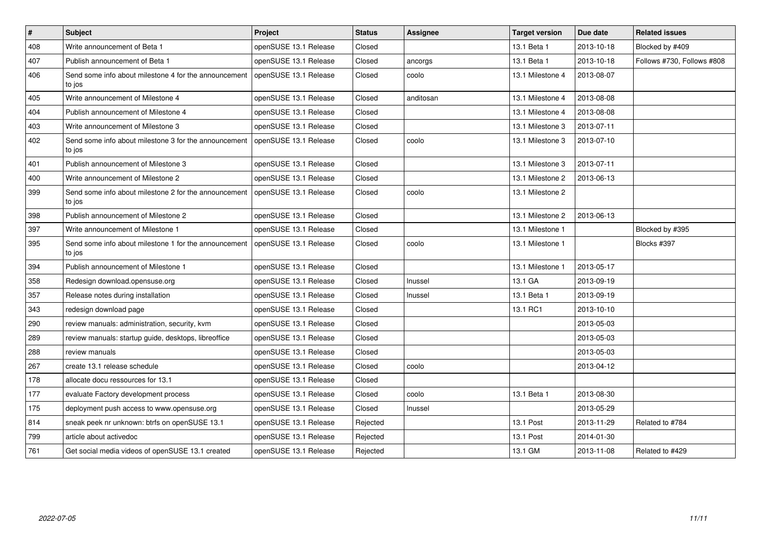| # | Subject | Project | Status | Assignee | Target version | Due date | Related issues |
|---|---|---|---|---|---|---|---|
| 408 | Write announcement of Beta 1 | openSUSE 13.1 Release | Closed | | 13.1 Beta 1 | 2013-10-18 | Blocked by #409 |
| 407 | Publish announcement of Beta 1 | openSUSE 13.1 Release | Closed | ancorgs | 13.1 Beta 1 | 2013-10-18 | Follows #730, Follows #808 |
| 406 | Send some info about milestone 4 for the announcement to jos | openSUSE 13.1 Release | Closed | coolo | 13.1 Milestone 4 | 2013-08-07 | |
| 405 | Write announcement of Milestone 4 | openSUSE 13.1 Release | Closed | anditosan | 13.1 Milestone 4 | 2013-08-08 | |
| 404 | Publish announcement of Milestone 4 | openSUSE 13.1 Release | Closed | | 13.1 Milestone 4 | 2013-08-08 | |
| 403 | Write announcement of Milestone 3 | openSUSE 13.1 Release | Closed | | 13.1 Milestone 3 | 2013-07-11 | |
| 402 | Send some info about milestone 3 for the announcement to jos | openSUSE 13.1 Release | Closed | coolo | 13.1 Milestone 3 | 2013-07-10 | |
| 401 | Publish announcement of Milestone 3 | openSUSE 13.1 Release | Closed | | 13.1 Milestone 3 | 2013-07-11 | |
| 400 | Write announcement of Milestone 2 | openSUSE 13.1 Release | Closed | | 13.1 Milestone 2 | 2013-06-13 | |
| 399 | Send some info about milestone 2 for the announcement to jos | openSUSE 13.1 Release | Closed | coolo | 13.1 Milestone 2 | | |
| 398 | Publish announcement of Milestone 2 | openSUSE 13.1 Release | Closed | | 13.1 Milestone 2 | 2013-06-13 | |
| 397 | Write announcement of Milestone 1 | openSUSE 13.1 Release | Closed | | 13.1 Milestone 1 | | Blocked by #395 |
| 395 | Send some info about milestone 1 for the announcement to jos | openSUSE 13.1 Release | Closed | coolo | 13.1 Milestone 1 | | Blocks #397 |
| 394 | Publish announcement of Milestone 1 | openSUSE 13.1 Release | Closed | | 13.1 Milestone 1 | 2013-05-17 | |
| 358 | Redesign download.opensuse.org | openSUSE 13.1 Release | Closed | lnussel | 13.1 GA | 2013-09-19 | |
| 357 | Release notes during installation | openSUSE 13.1 Release | Closed | lnussel | 13.1 Beta 1 | 2013-09-19 | |
| 343 | redesign download page | openSUSE 13.1 Release | Closed | | 13.1 RC1 | 2013-10-10 | |
| 290 | review manuals: administration, security, kvm | openSUSE 13.1 Release | Closed | | | 2013-05-03 | |
| 289 | review manuals: startup guide, desktops, libreoffice | openSUSE 13.1 Release | Closed | | | 2013-05-03 | |
| 288 | review manuals | openSUSE 13.1 Release | Closed | | | 2013-05-03 | |
| 267 | create 13.1 release schedule | openSUSE 13.1 Release | Closed | coolo | | 2013-04-12 | |
| 178 | allocate docu ressources for 13.1 | openSUSE 13.1 Release | Closed | | | | |
| 177 | evaluate Factory development process | openSUSE 13.1 Release | Closed | coolo | 13.1 Beta 1 | 2013-08-30 | |
| 175 | deployment push access to www.opensuse.org | openSUSE 13.1 Release | Closed | lnussel | | 2013-05-29 | |
| 814 | sneak peek nr unknown: btrfs on openSUSE 13.1 | openSUSE 13.1 Release | Rejected | | 13.1 Post | 2013-11-29 | Related to #784 |
| 799 | article about activedoc | openSUSE 13.1 Release | Rejected | | 13.1 Post | 2014-01-30 | |
| 761 | Get social media videos of openSUSE 13.1 created | openSUSE 13.1 Release | Rejected | | 13.1 GM | 2013-11-08 | Related to #429 |